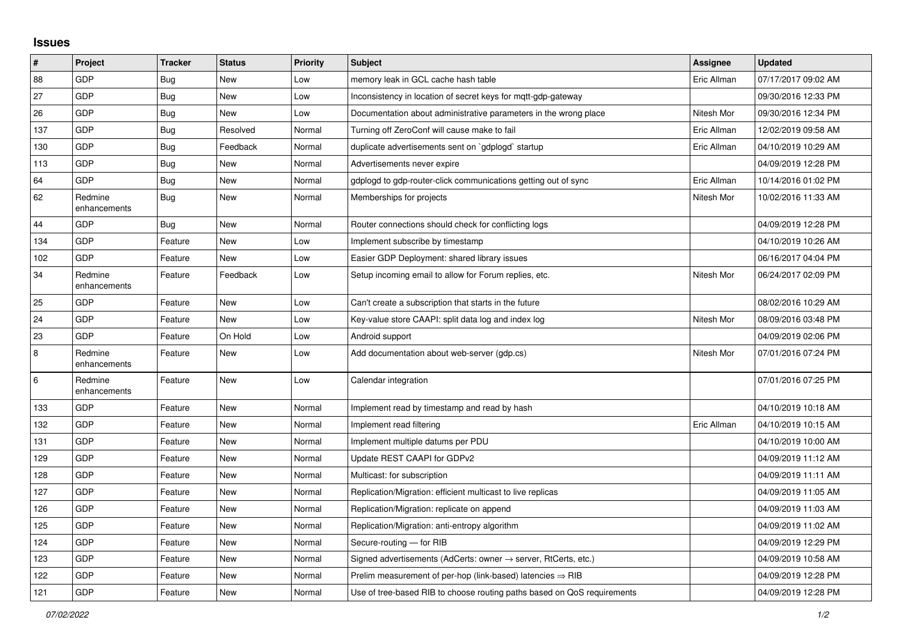## Issues

| # | Project | Tracker | Status | Priority | Subject | Assignee | Updated |
|---|---|---|---|---|---|---|---|
| 88 | GDP | Bug | New | Low | memory leak in GCL cache hash table | Eric Allman | 07/17/2017 09:02 AM |
| 27 | GDP | Bug | New | Low | Inconsistency in location of secret keys for mqtt-gdp-gateway | | 09/30/2016 12:33 PM |
| 26 | GDP | Bug | New | Low | Documentation about administrative parameters in the wrong place | Nitesh Mor | 09/30/2016 12:34 PM |
| 137 | GDP | Bug | Resolved | Normal | Turning off ZeroConf will cause make to fail | Eric Allman | 12/02/2019 09:58 AM |
| 130 | GDP | Bug | Feedback | Normal | duplicate advertisements sent on `gdplogd` startup | Eric Allman | 04/10/2019 10:29 AM |
| 113 | GDP | Bug | New | Normal | Advertisements never expire | | 04/09/2019 12:28 PM |
| 64 | GDP | Bug | New | Normal | gdplogd to gdp-router-click communications getting out of sync | Eric Allman | 10/14/2016 01:02 PM |
| 62 | Redmine enhancements | Bug | New | Normal | Memberships for projects | Nitesh Mor | 10/02/2016 11:33 AM |
| 44 | GDP | Bug | New | Normal | Router connections should check for conflicting logs | | 04/09/2019 12:28 PM |
| 134 | GDP | Feature | New | Low | Implement subscribe by timestamp | | 04/10/2019 10:26 AM |
| 102 | GDP | Feature | New | Low | Easier GDP Deployment: shared library issues | | 06/16/2017 04:04 PM |
| 34 | Redmine enhancements | Feature | Feedback | Low | Setup incoming email to allow for Forum replies, etc. | Nitesh Mor | 06/24/2017 02:09 PM |
| 25 | GDP | Feature | New | Low | Can't create a subscription that starts in the future | | 08/02/2016 10:29 AM |
| 24 | GDP | Feature | New | Low | Key-value store CAAPI: split data log and index log | Nitesh Mor | 08/09/2016 03:48 PM |
| 23 | GDP | Feature | On Hold | Low | Android support | | 04/09/2019 02:06 PM |
| 8 | Redmine enhancements | Feature | New | Low | Add documentation about web-server (gdp.cs) | Nitesh Mor | 07/01/2016 07:24 PM |
| 6 | Redmine enhancements | Feature | New | Low | Calendar integration | | 07/01/2016 07:25 PM |
| 133 | GDP | Feature | New | Normal | Implement read by timestamp and read by hash | | 04/10/2019 10:18 AM |
| 132 | GDP | Feature | New | Normal | Implement read filtering | Eric Allman | 04/10/2019 10:15 AM |
| 131 | GDP | Feature | New | Normal | Implement multiple datums per PDU | | 04/10/2019 10:00 AM |
| 129 | GDP | Feature | New | Normal | Update REST CAAPI for GDPv2 | | 04/09/2019 11:12 AM |
| 128 | GDP | Feature | New | Normal | Multicast: for subscription | | 04/09/2019 11:11 AM |
| 127 | GDP | Feature | New | Normal | Replication/Migration: efficient multicast to live replicas | | 04/09/2019 11:05 AM |
| 126 | GDP | Feature | New | Normal | Replication/Migration: replicate on append | | 04/09/2019 11:03 AM |
| 125 | GDP | Feature | New | Normal | Replication/Migration: anti-entropy algorithm | | 04/09/2019 11:02 AM |
| 124 | GDP | Feature | New | Normal | Secure-routing — for RIB | | 04/09/2019 12:29 PM |
| 123 | GDP | Feature | New | Normal | Signed advertisements (AdCerts: owner → server, RtCerts, etc.) | | 04/09/2019 10:58 AM |
| 122 | GDP | Feature | New | Normal | Prelim measurement of per-hop (link-based) latencies ⇒ RIB | | 04/09/2019 12:28 PM |
| 121 | GDP | Feature | New | Normal | Use of tree-based RIB to choose routing paths based on QoS requirements | | 04/09/2019 12:28 PM |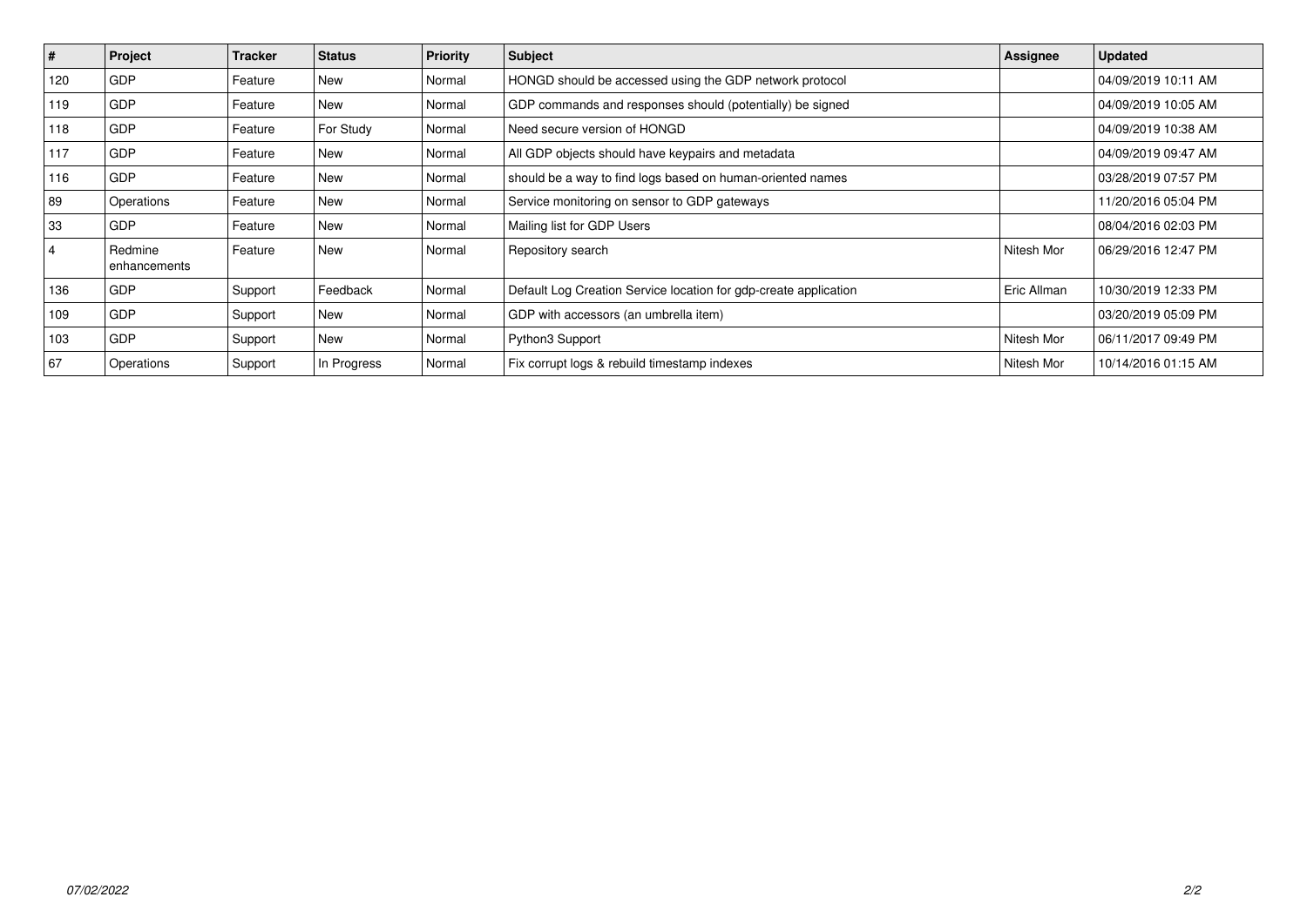| # | Project | Tracker | Status | Priority | Subject | Assignee | Updated |
|---|---|---|---|---|---|---|---|
| 120 | GDP | Feature | New | Normal | HONGD should be accessed using the GDP network protocol | | 04/09/2019 10:11 AM |
| 119 | GDP | Feature | New | Normal | GDP commands and responses should (potentially) be signed | | 04/09/2019 10:05 AM |
| 118 | GDP | Feature | For Study | Normal | Need secure version of HONGD | | 04/09/2019 10:38 AM |
| 117 | GDP | Feature | New | Normal | All GDP objects should have keypairs and metadata | | 04/09/2019 09:47 AM |
| 116 | GDP | Feature | New | Normal | should be a way to find logs based on human-oriented names | | 03/28/2019 07:57 PM |
| 89 | Operations | Feature | New | Normal | Service monitoring on sensor to GDP gateways | | 11/20/2016 05:04 PM |
| 33 | GDP | Feature | New | Normal | Mailing list for GDP Users | | 08/04/2016 02:03 PM |
| 4 | Redmine enhancements | Feature | New | Normal | Repository search | Nitesh Mor | 06/29/2016 12:47 PM |
| 136 | GDP | Support | Feedback | Normal | Default Log Creation Service location for gdp-create application | Eric Allman | 10/30/2019 12:33 PM |
| 109 | GDP | Support | New | Normal | GDP with accessors (an umbrella item) | | 03/20/2019 05:09 PM |
| 103 | GDP | Support | New | Normal | Python3 Support | Nitesh Mor | 06/11/2017 09:49 PM |
| 67 | Operations | Support | In Progress | Normal | Fix corrupt logs & rebuild timestamp indexes | Nitesh Mor | 10/14/2016 01:15 AM |

*07/02/2022*